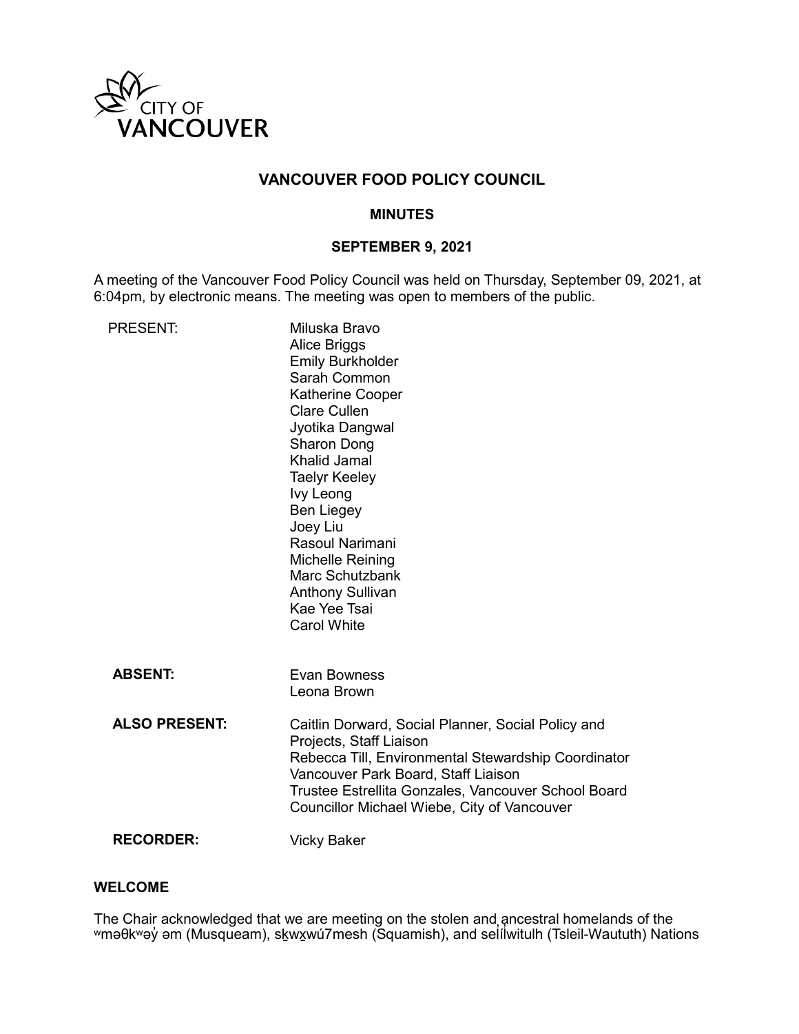CITY OF VANCOUVER

# VANCOUVER FOOD POLICY COUNCIL

## MINUTES

### SEPTEMBER 9, 2021

A meeting of the Vancouver Food Policy Council was held on Thursday, September 09, 2021, at 6:04pm, by electronic means. The meeting was open to members of the public.

PRESENT:
Miluska Bravo
Alice Briggs
Emily Burkholder
Sarah Common
Katherine Cooper
Clare Cullen
Jyotika Dangwal
Sharon Dong
Khalid Jamal
Taelyr Keeley
Ivy Leong
Ben Liegey
Joey Liu
Rasoul Narimani
Michelle Reining
Marc Schutzbank
Anthony Sullivan
Kae Yee Tsai
Carol White

**ABSENT:**
Evan Bowness
Leona Brown

**ALSO PRESENT:**
Caitlin Dorward, Social Planner, Social Policy and Projects, Staff Liaison
Rebecca Till, Environmental Stewardship Coordinator Vancouver Park Board, Staff Liaison
Trustee Estrellita Gonzales, Vancouver School Board
Councillor Michael Wiebe, City of Vancouver

**RECORDER:**
Vicky Baker

**WELCOME**

The Chair acknowledged that we are meeting on the stolen and ancestral homelands of the ʷməθkʷəy̓ əm (Musqueam), sḵwx̱wú7mesh (Squamish), and səl̓ílwitulh (Tsleil-Waututh) Nations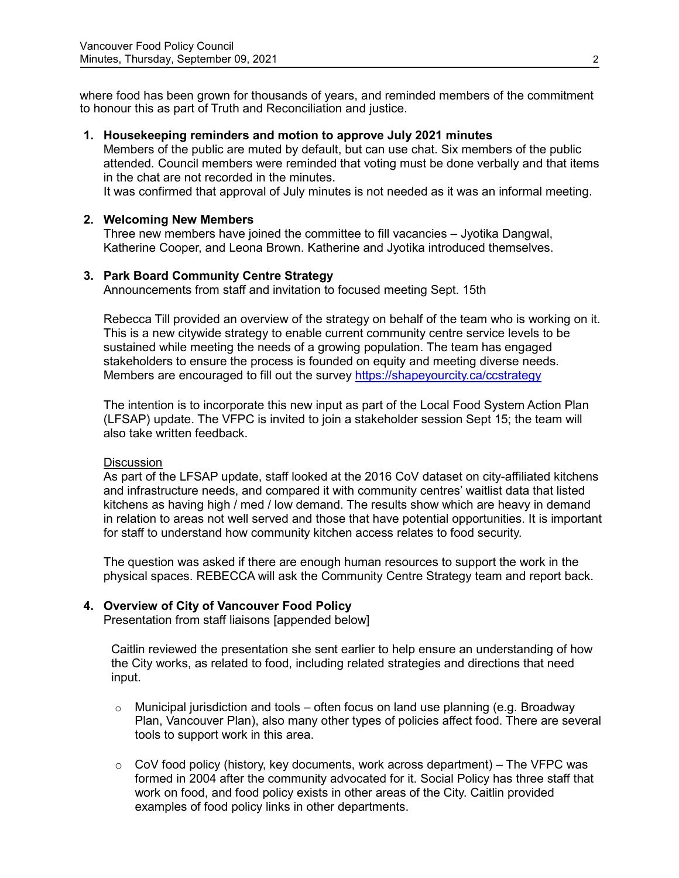where food has been grown for thousands of years, and reminded members of the commitment to honour this as part of Truth and Reconciliation and justice.

1. **Housekeeping reminders and motion to approve July 2021 minutes**
   Members of the public are muted by default, but can use chat. Six members of the public attended. Council members were reminded that voting must be done verbally and that items in the chat are not recorded in the minutes.
   It was confirmed that approval of July minutes is not needed as it was an informal meeting.

2. **Welcoming New Members**
   Three new members have joined the committee to fill vacancies – Jyotika Dangwal, Katherine Cooper, and Leona Brown. Katherine and Jyotika introduced themselves.

3. **Park Board Community Centre Strategy**
   Announcements from staff and invitation to focused meeting Sept. 15th

   Rebecca Till provided an overview of the strategy on behalf of the team who is working on it. This is a new citywide strategy to enable current community centre service levels to be sustained while meeting the needs of a growing population. The team has engaged stakeholders to ensure the process is founded on equity and meeting diverse needs. Members are encouraged to fill out the survey https://shapeyourcity.ca/ccstrategy

   The intention is to incorporate this new input as part of the Local Food System Action Plan (LFSAP) update. The VFPC is invited to join a stakeholder session Sept 15; the team will also take written feedback.

   Discussion
   As part of the LFSAP update, staff looked at the 2016 CoV dataset on city-affiliated kitchens and infrastructure needs, and compared it with community centres' waitlist data that listed kitchens as having high / med / low demand. The results show which are heavy in demand in relation to areas not well served and those that have potential opportunities. It is important for staff to understand how community kitchen access relates to food security.

   The question was asked if there are enough human resources to support the work in the physical spaces. REBECCA will ask the Community Centre Strategy team and report back.

4. **Overview of City of Vancouver Food Policy**
   Presentation from staff liaisons [appended below]

   Caitlin reviewed the presentation she sent earlier to help ensure an understanding of how the City works, as related to food, including related strategies and directions that need input.

   - Municipal jurisdiction and tools – often focus on land use planning (e.g. Broadway Plan, Vancouver Plan), also many other types of policies affect food. There are several tools to support work in this area.

   - CoV food policy (history, key documents, work across department) – The VFPC was formed in 2004 after the community advocated for it. Social Policy has three staff that work on food, and food policy exists in other areas of the City. Caitlin provided examples of food policy links in other departments.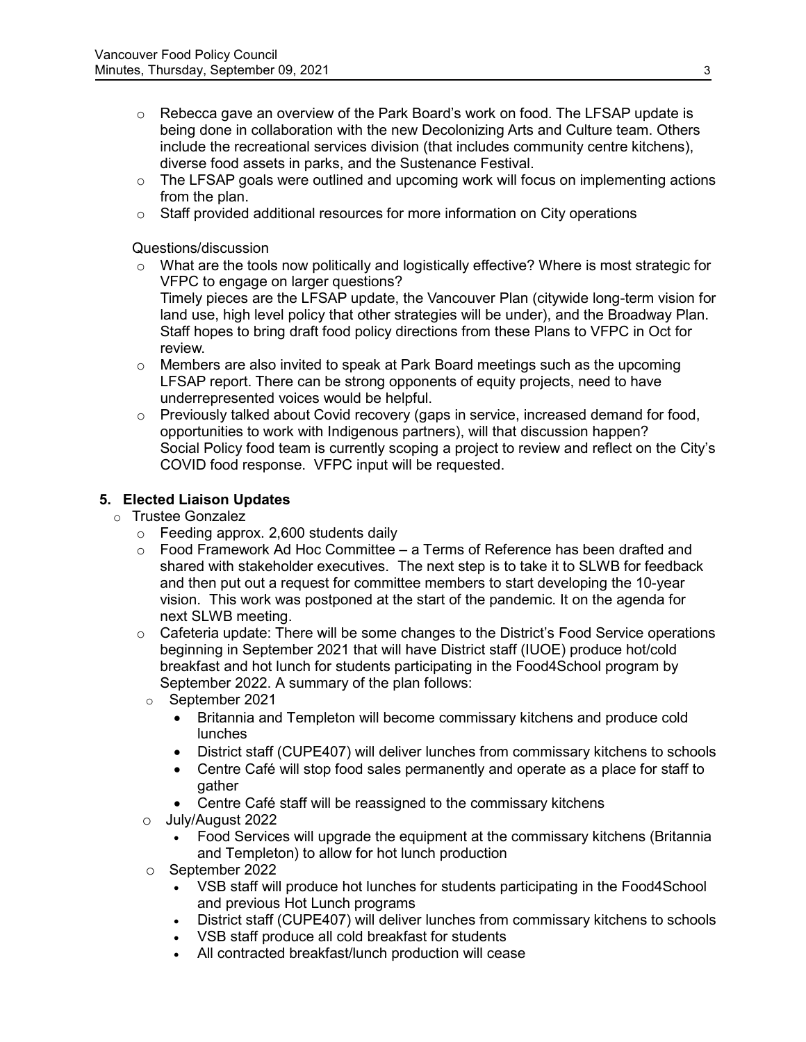- Rebecca gave an overview of the Park Board's work on food. The LFSAP update is being done in collaboration with the new Decolonizing Arts and Culture team. Others include the recreational services division (that includes community centre kitchens), diverse food assets in parks, and the Sustenance Festival.
- The LFSAP goals were outlined and upcoming work will focus on implementing actions from the plan.
- Staff provided additional resources for more information on City operations

Questions/discussion

- What are the tools now politically and logistically effective? Where is most strategic for VFPC to engage on larger questions?
  Timely pieces are the LFSAP update, the Vancouver Plan (citywide long-term vision for land use, high level policy that other strategies will be under), and the Broadway Plan. Staff hopes to bring draft food policy directions from these Plans to VFPC in Oct for review.
- Members are also invited to speak at Park Board meetings such as the upcoming LFSAP report. There can be strong opponents of equity projects, need to have underrepresented voices would be helpful.
- Previously talked about Covid recovery (gaps in service, increased demand for food, opportunities to work with Indigenous partners), will that discussion happen?
  Social Policy food team is currently scoping a project to review and reflect on the City's COVID food response. VFPC input will be requested.

## 5. Elected Liaison Updates

- Trustee Gonzalez
  - Feeding approx. 2,600 students daily
  - Food Framework Ad Hoc Committee – a Terms of Reference has been drafted and shared with stakeholder executives. The next step is to take it to SLWB for feedback and then put out a request for committee members to start developing the 10-year vision. This work was postponed at the start of the pandemic. It on the agenda for next SLWB meeting.
  - Cafeteria update: There will be some changes to the District's Food Service operations beginning in September 2021 that will have District staff (IUOE) produce hot/cold breakfast and hot lunch for students participating in the Food4School program by September 2022. A summary of the plan follows:
  - September 2021
    - Britannia and Templeton will become commissary kitchens and produce cold lunches
    - District staff (CUPE407) will deliver lunches from commissary kitchens to schools
    - Centre Café will stop food sales permanently and operate as a place for staff to gather
    - Centre Café staff will be reassigned to the commissary kitchens
  - July/August 2022
    - Food Services will upgrade the equipment at the commissary kitchens (Britannia and Templeton) to allow for hot lunch production
  - September 2022
    - VSB staff will produce hot lunches for students participating in the Food4School and previous Hot Lunch programs
    - District staff (CUPE407) will deliver lunches from commissary kitchens to schools
    - VSB staff produce all cold breakfast for students
    - All contracted breakfast/lunch production will cease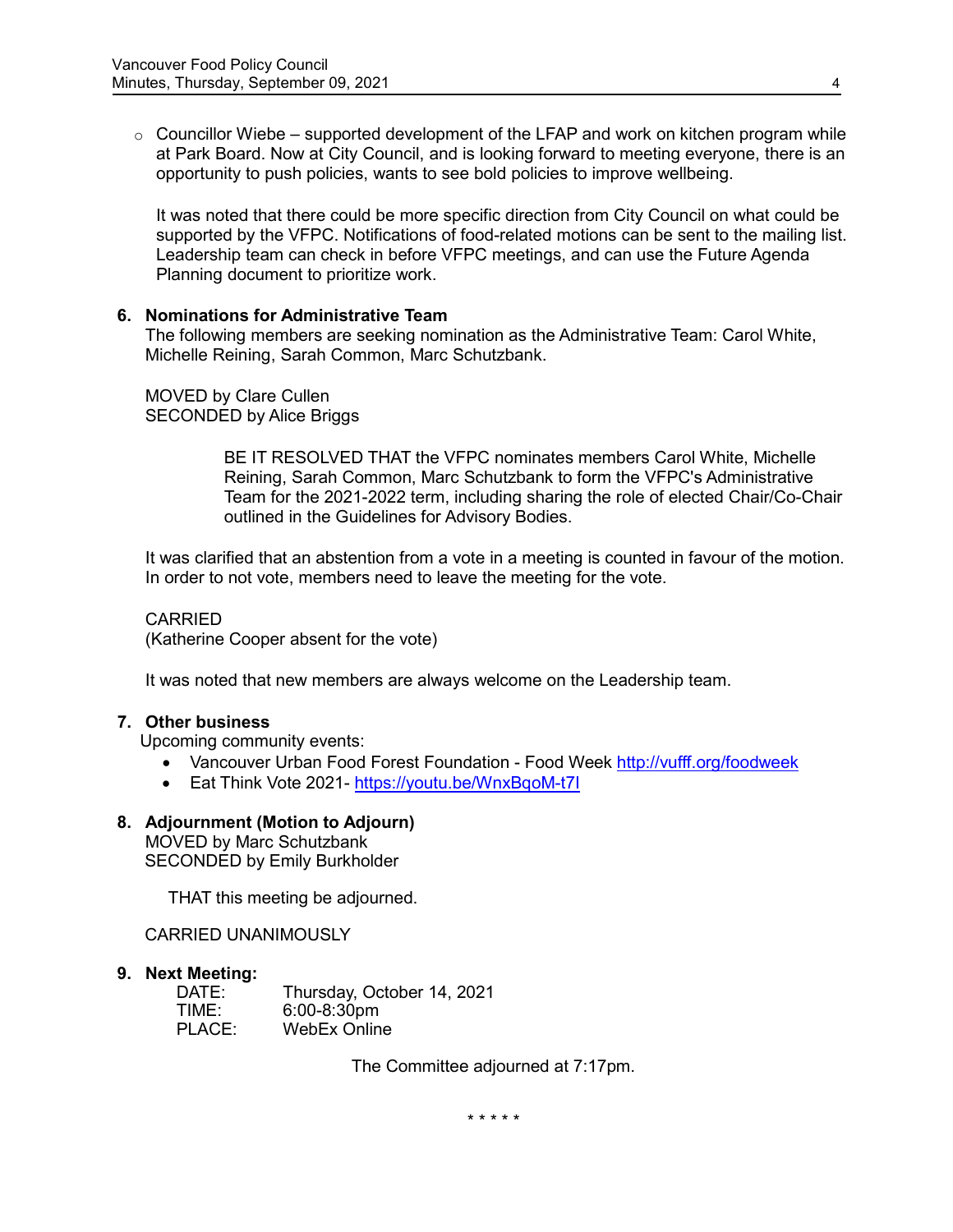- Councillor Wiebe – supported development of the LFAP and work on kitchen program while at Park Board. Now at City Council, and is looking forward to meeting everyone, there is an opportunity to push policies, wants to see bold policies to improve wellbeing.

  It was noted that there could be more specific direction from City Council on what could be supported by the VFPC. Notifications of food-related motions can be sent to the mailing list. Leadership team can check in before VFPC meetings, and can use the Future Agenda Planning document to prioritize work.

**6. Nominations for Administrative Team**

The following members are seeking nomination as the Administrative Team: Carol White, Michelle Reining, Sarah Common, Marc Schutzbank.

MOVED by Clare Cullen
SECONDED by Alice Briggs

> BE IT RESOLVED THAT the VFPC nominates members Carol White, Michelle Reining, Sarah Common, Marc Schutzbank to form the VFPC's Administrative Team for the 2021-2022 term, including sharing the role of elected Chair/Co-Chair outlined in the Guidelines for Advisory Bodies.

It was clarified that an abstention from a vote in a meeting is counted in favour of the motion. In order to not vote, members need to leave the meeting for the vote.

CARRIED
(Katherine Cooper absent for the vote)

It was noted that new members are always welcome on the Leadership team.

**7. Other business**

Upcoming community events:

- Vancouver Urban Food Forest Foundation - Food Week http://vufff.org/foodweek
- Eat Think Vote 2021- https://youtu.be/WnxBqoM-t7I

**8. Adjournment (Motion to Adjourn)**

MOVED by Marc Schutzbank
SECONDED by Emily Burkholder

THAT this meeting be adjourned.

CARRIED UNANIMOUSLY

**9. Next Meeting:**

DATE: Thursday, October 14, 2021
TIME: 6:00-8:30pm
PLACE: WebEx Online

The Committee adjourned at 7:17pm.

\* \* \* \* \*